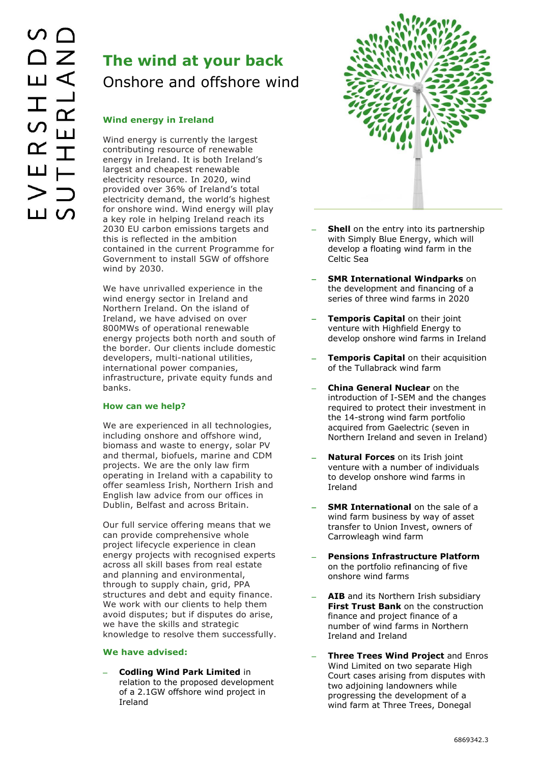# The wind at your back

## Onshore and offshore wind

### Wind energy in Ireland

Wind energy is currently the largest contributing resource of renewable energy in Ireland. It is both Ireland's largest and cheapest renewable electricity resource. In 2020, wind provided over 36% of Ireland's total electricity demand, the world's highest for onshore wind. Wind energy will play a key role in helping Ireland reach its 2030 EU carbon emissions targets and this is reflected in the ambition contained in the current Programme for Government to install 5GW of offshore wind by 2030.

We have unrivalled experience in the wind energy sector in Ireland and Northern Ireland. On the island of Ireland, we have advised on over 800MWs of operational renewable energy projects both north and south of the border. Our clients include domestic developers, multi-national utilities, international power companies, infrastructure, private equity funds and banks.

### How can we help?

We are experienced in all technologies, including onshore and offshore wind, biomass and waste to energy, solar PV and thermal, biofuels, marine and CDM projects. We are the only law firm operating in Ireland with a capability to offer seamless Irish, Northern Irish and English law advice from our offices in Dublin, Belfast and across Britain.

Our full service offering means that we can provide comprehensive whole project lifecycle experience in clean energy projects with recognised experts across all skill bases from real estate and planning and environmental, through to supply chain, grid, PPA structures and debt and equity finance. We work with our clients to help them avoid disputes; but if disputes do arise, we have the skills and strategic knowledge to resolve them successfully.

### We have advised:

- **Codling Wind Park Limited** in relation to the proposed development of a 2.1GW offshore wind project in Ireland
- **Shell** on the entry into its partnership with Simply Blue Energy, which will develop a floating wind farm in the Celtic Sea
- **SMR International Windparks** on the development and financing of a series of three wind farms in 2020
- **Temporis Capital** on their joint venture with Highfield Energy to develop onshore wind farms in Ireland
- **Temporis Capital** on their acquisition of the Tullabrack wind farm
- **China General Nuclear** on the introduction of I-SEM and the changes required to protect their investment in the 14-strong wind farm portfolio acquired from Gaelectric (seven in Northern Ireland and seven in Ireland)
- **Natural Forces** on its Irish joint venture with a number of individuals to develop onshore wind farms in Ireland
- **SMR International** on the sale of a wind farm business by way of asset transfer to Union Invest, owners of Carrowleagh wind farm
- **Pensions Infrastructure Platform** on the portfolio refinancing of five onshore wind farms
- **AIB** and its Northern Irish subsidiary **First Trust Bank** on the construction finance and project finance of a number of wind farms in Northern Ireland and Ireland
- **Three Trees Wind Project** and Enros Wind Limited on two separate High Court cases arising from disputes with two adjoining landowners while progressing the development of a wind farm at Three Trees, Donegal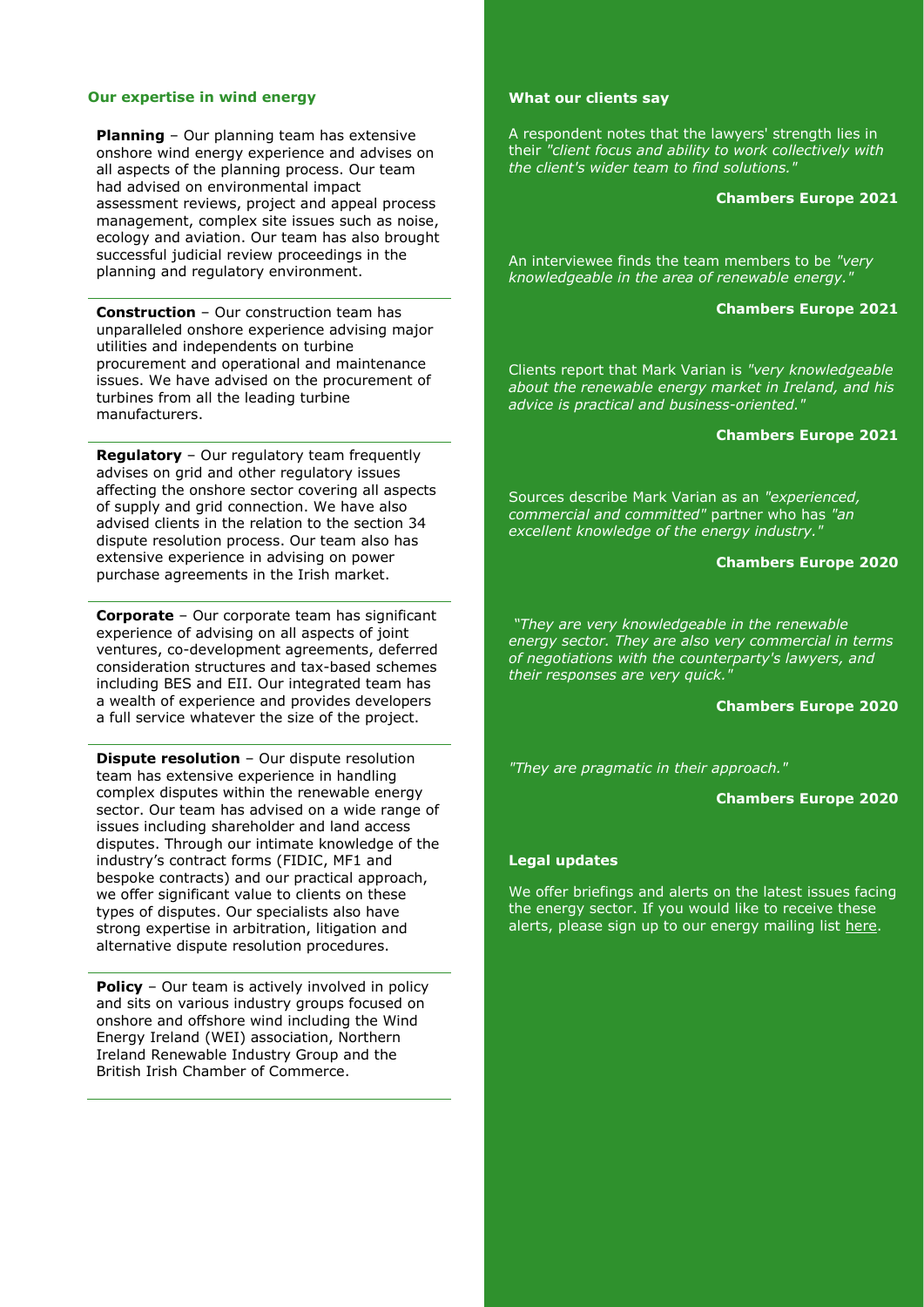## Our expertise in wind energy

**Planning** – Our planning team has extensive onshore wind energy experience and advises on all aspects of the planning process. Our team had advised on environmental impact assessment reviews, project and appeal process management, complex site issues such as noise, ecology and aviation. Our team has also brought successful judicial review proceedings in the planning and regulatory environment.

**Construction** – Our construction team has unparalleled onshore experience advising major utilities and independents on turbine procurement and operational and maintenance issues. We have advised on the procurement of turbines from all the leading turbine manufacturers.

**Regulatory** – Our regulatory team frequently advises on grid and other regulatory issues affecting the onshore sector covering all aspects of supply and grid connection. We have also advised clients in the relation to the section 34 dispute resolution process. Our team also has extensive experience in advising on power purchase agreements in the Irish market.

**Corporate** – Our corporate team has significant experience of advising on all aspects of joint ventures, co-development agreements, deferred consideration structures and tax-based schemes including BES and EII. Our integrated team has a wealth of experience and provides developers a full service whatever the size of the project.

**Dispute resolution** – Our dispute resolution team has extensive experience in handling complex disputes within the renewable energy sector. Our team has advised on a wide range of issues including shareholder and land access disputes. Through our intimate knowledge of the industry's contract forms (FIDIC, MF1 and bespoke contracts) and our practical approach, we offer significant value to clients on these types of disputes. Our specialists also have strong expertise in arbitration, litigation and alternative dispute resolution procedures.

**Policy** – Our team is actively involved in policy and sits on various industry groups focused on onshore and offshore wind including the Wind Energy Ireland (WEI) association, Northern Ireland Renewable Industry Group and the British Irish Chamber of Commerce.

## What our clients say

A respondent notes that the lawyers' strength lies in their *"client focus and ability to work collectively with the client's wider team to find solutions."*

**Chambers Europe 2021**

An interviewee finds the team members to be *"very knowledgeable in the area of renewable energy."*

**Chambers Europe 2021**

Clients report that Mark Varian is *"very knowledgeable about the renewable energy market in Ireland, and his advice is practical and business-oriented."*

**Chambers Europe 2021**

Sources describe Mark Varian as an *"experienced, commercial and committed"* partner who has *"an excellent knowledge of the energy industry."*

**Chambers Europe 2020**

*"They are very knowledgeable in the renewable energy sector. They are also very commercial in terms of negotiations with the counterparty's lawyers, and their responses are very quick."*

**Chambers Europe 2020**

*"They are pragmatic in their approach."*

**Chambers Europe 2020**

## Legal updates

We offer briefings and alerts on the latest issues facing the energy sector. If you would like to receive these alerts, please sign up to our energy mailing list here.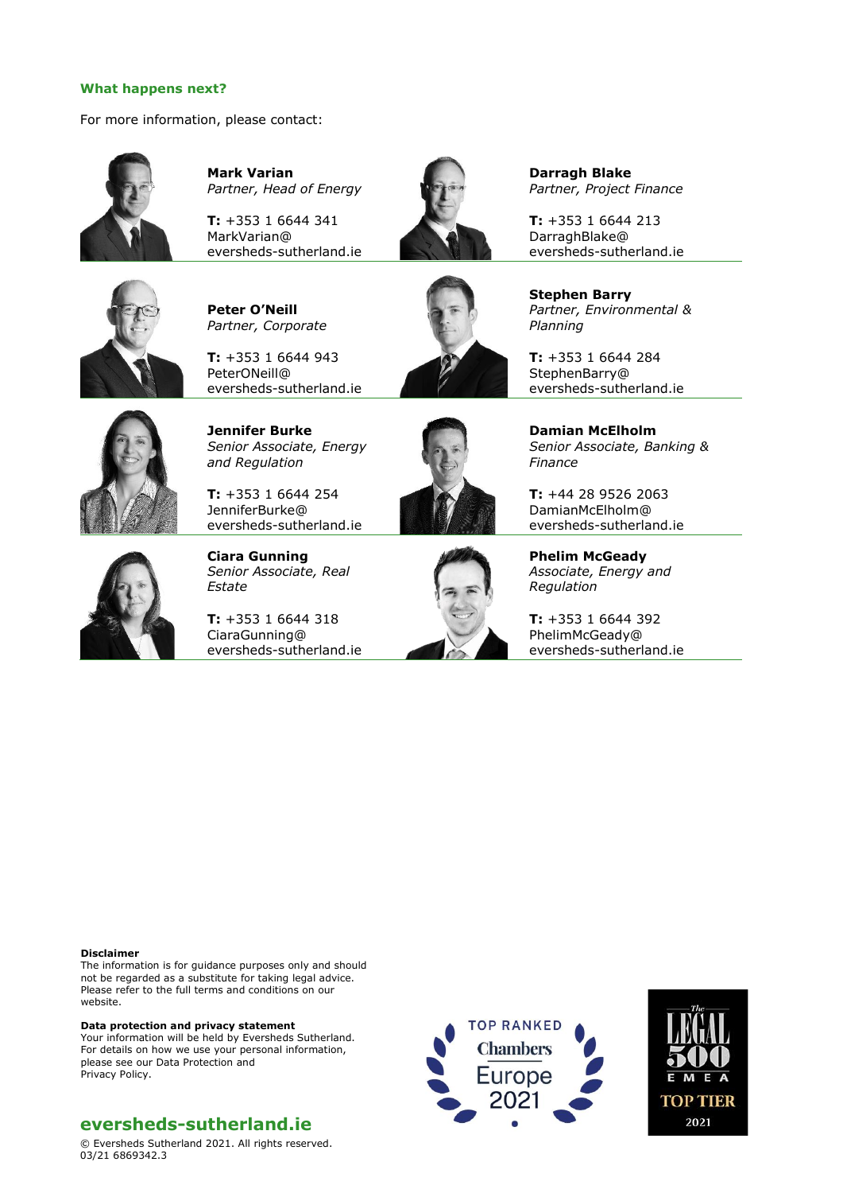### What happens next?

For more information, please contact:

**Mark Varian**
*Partner, Head of Energy*

**T:** +353 1 6644 341
MarkVarian@
eversheds-sutherland.ie

**Darragh Blake**
*Partner, Project Finance*

**T:** +353 1 6644 213
DarraghBlake@
eversheds-sutherland.ie

**Peter O'Neill**
*Partner, Corporate*

**T:** +353 1 6644 943
PeterONeill@
eversheds-sutherland.ie

**Stephen Barry**
*Partner, Environmental & Planning*

**T:** +353 1 6644 284
StephenBarry@
eversheds-sutherland.ie

**Jennifer Burke**
*Senior Associate, Energy and Regulation*

**T:** +353 1 6644 254
JenniferBurke@
eversheds-sutherland.ie

**Damian McElholm**
*Senior Associate, Banking & Finance*

**T:** +44 28 9526 2063
DamianMcElholm@
eversheds-sutherland.ie

**Ciara Gunning**
*Senior Associate, Real Estate*

**T:** +353 1 6644 318
CiaraGunning@
eversheds-sutherland.ie

**Phelim McGeady**
*Associate, Energy and Regulation*

**T:** +353 1 6644 392
PhelimMcGeady@
eversheds-sutherland.ie

**Disclaimer**
The information is for guidance purposes only and should not be regarded as a substitute for taking legal advice. Please refer to the full terms and conditions on our website.

**Data protection and privacy statement**
Your information will be held by Eversheds Sutherland. For details on how we use your personal information, please see our Data Protection and Privacy Policy.

TOP RANKED Chambers Europe 2021

The LEGAL 500 EMEA TOP TIER 2021

**eversheds-sutherland.ie**

© Eversheds Sutherland 2021. All rights reserved.
03/21 6869342.3